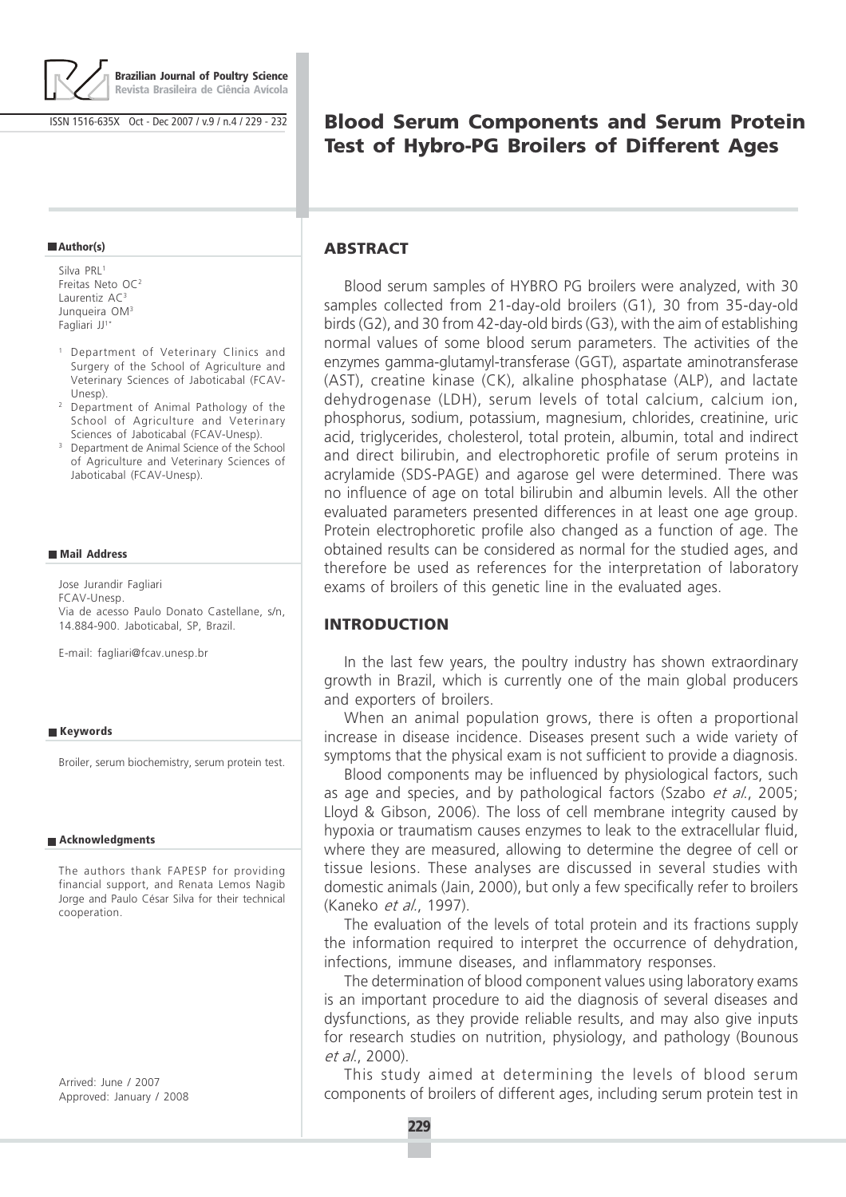# Blood Serum Components and Serum Protein Test of Hybro-PG Broilers of Different Ages

**Author(s)**

Silva PRL[1]
Freitas Neto OC[2]
Laurentiz AC[3]
Junqueira OM[3]
Fagliari JJ[1*]

[1] Department of Veterinary Clinics and Surgery of the School of Agriculture and Veterinary Sciences of Jaboticabal (FCAV-Unesp).
[2] Department of Animal Pathology of the School of Agriculture and Veterinary Sciences of Jaboticabal (FCAV-Unesp).
[3] Department de Animal Science of the School of Agriculture and Veterinary Sciences of Jaboticabal (FCAV-Unesp).

**Mail Address**

Jose Jurandir Fagliari
FCAV-Unesp.
Via de acesso Paulo Donato Castellane, s/n, 14.884-900. Jaboticabal, SP, Brazil.

E-mail: fagliari@fcav.unesp.br

**Keywords**

Broiler, serum biochemistry, serum protein test.

**Acknowledgments**

The authors thank FAPESP for providing financial support, and Renata Lemos Nagib Jorge and Paulo César Silva for their technical cooperation.

Arrived: June / 2007
Approved: January / 2008

## ABSTRACT

Blood serum samples of HYBRO PG broilers were analyzed, with 30 samples collected from 21-day-old broilers (G1), 30 from 35-day-old birds (G2), and 30 from 42-day-old birds (G3), with the aim of establishing normal values of some blood serum parameters. The activities of the enzymes gamma-glutamyl-transferase (GGT), aspartate aminotransferase (AST), creatine kinase (CK), alkaline phosphatase (ALP), and lactate dehydrogenase (LDH), serum levels of total calcium, calcium ion, phosphorus, sodium, potassium, magnesium, chlorides, creatinine, uric acid, triglycerides, cholesterol, total protein, albumin, total and indirect and direct bilirubin, and electrophoretic profile of serum proteins in acrylamide (SDS-PAGE) and agarose gel were determined. There was no influence of age on total bilirubin and albumin levels. All the other evaluated parameters presented differences in at least one age group. Protein electrophoretic profile also changed as a function of age. The obtained results can be considered as normal for the studied ages, and therefore be used as references for the interpretation of laboratory exams of broilers of this genetic line in the evaluated ages.

## INTRODUCTION

In the last few years, the poultry industry has shown extraordinary growth in Brazil, which is currently one of the main global producers and exporters of broilers.

When an animal population grows, there is often a proportional increase in disease incidence. Diseases present such a wide variety of symptoms that the physical exam is not sufficient to provide a diagnosis.

Blood components may be influenced by physiological factors, such as age and species, and by pathological factors (Szabo *et al.*, 2005; Lloyd & Gibson, 2006). The loss of cell membrane integrity caused by hypoxia or traumatism causes enzymes to leak to the extracellular fluid, where they are measured, allowing to determine the degree of cell or tissue lesions. These analyses are discussed in several studies with domestic animals (Jain, 2000), but only a few specifically refer to broilers (Kaneko *et al.*, 1997).

The evaluation of the levels of total protein and its fractions supply the information required to interpret the occurrence of dehydration, infections, immune diseases, and inflammatory responses.

The determination of blood component values using laboratory exams is an important procedure to aid the diagnosis of several diseases and dysfunctions, as they provide reliable results, and may also give inputs for research studies on nutrition, physiology, and pathology (Bounous *et al.*, 2000).

This study aimed at determining the levels of blood serum components of broilers of different ages, including serum protein test in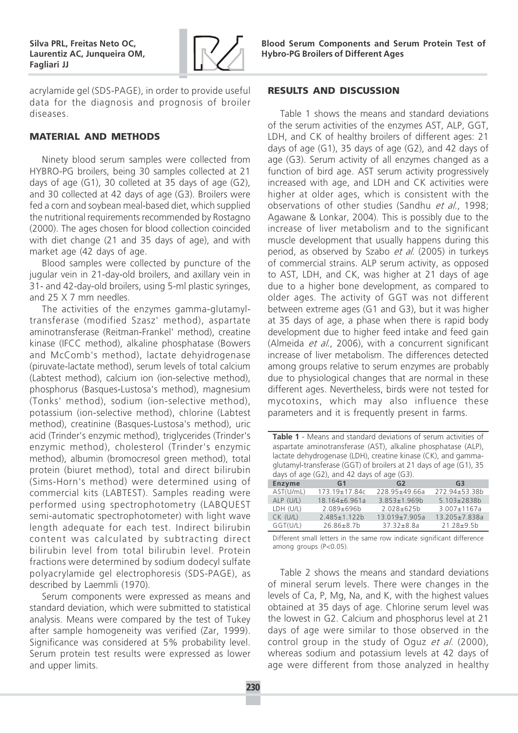acrylamide gel (SDS-PAGE), in order to provide useful data for the diagnosis and prognosis of broiler diseases.

## MATERIAL AND METHODS

Ninety blood serum samples were collected from HYBRO-PG broilers, being 30 samples collected at 21 days of age (G1), 30 colleted at 35 days of age (G2), and 30 collected at 42 days of age (G3). Broilers were fed a corn and soybean meal-based diet, which supplied the nutritional requirements recommended by Rostagno (2000). The ages chosen for blood collection coincided with diet change (21 and 35 days of age), and with market age (42 days of age.

Blood samples were collected by puncture of the jugular vein in 21-day-old broilers, and axillary vein in 31- and 42-day-old broilers, using 5-ml plastic syringes, and 25 X 7 mm needles.

The activities of the enzymes gamma-glutamyl-transferase (modified Szasz' method), aspartate aminotransferase (Reitman-Frankel' method), creatine kinase (IFCC method), alkaline phosphatase (Bowers and McComb's method), lactate dehyidrogenase (piruvate-lactate method), serum levels of total calcium (Labtest method), calcium ion (ion-selective method), phosphorus (Basques-Lustosa's method), magnesium (Tonks' method), sodium (ion-selective method), potassium (ion-selective method), chlorine (Labtest method), creatinine (Basques-Lustosa's method), uric acid (Trinder's enzymic method), triglycerides (Trinder's enzymic method), cholesterol (Trinder's enzymic method), albumin (bromocresol green method), total protein (biuret method), total and direct bilirubin (Sims-Horn's method) were determined using of commercial kits (LABTEST). Samples reading were performed using spectrophotometry (LABQUEST semi-automatic spectrophotometer) with light wave length adequate for each test. Indirect bilirubin content was calculated by subtracting direct bilirubin level from total bilirubin level. Protein fractions were determined by sodium dodecyl sulfate polyacrylamide gel electrophoresis (SDS-PAGE), as described by Laemmli (1970).

Serum components were expressed as means and standard deviation, which were submitted to statistical analysis. Means were compared by the test of Tukey after sample homogeneity was verified (Zar, 1999). Significance was considered at 5% probability level. Serum protein test results were expressed as lower and upper limits.

## RESULTS AND DISCUSSION

Table 1 shows the means and standard deviations of the serum activities of the enzymes AST, ALP, GGT, LDH, and CK of healthy broilers of different ages: 21 days of age (G1), 35 days of age (G2), and 42 days of age (G3). Serum activity of all enzymes changed as a function of bird age. AST serum activity progressively increased with age, and LDH and CK activities were higher at older ages, which is consistent with the observations of other studies (Sandhu *et al.*, 1998; Agawane & Lonkar, 2004). This is possibly due to the increase of liver metabolism and to the significant muscle development that usually happens during this period, as observed by Szabo *et al.* (2005) in turkeys of commercial strains. ALP serum activity, as opposed to AST, LDH, and CK, was higher at 21 days of age due to a higher bone development, as compared to older ages. The activity of GGT was not different between extreme ages (G1 and G3), but it was higher at 35 days of age, a phase when there is rapid body development due to higher feed intake and feed gain (Almeida *et al.*, 2006), with a concurrent significant increase of liver metabolism. The differences detected among groups relative to serum enzymes are probably due to physiological changes that are normal in these different ages. Nevertheless, birds were not tested for mycotoxins, which may also influence these parameters and it is frequently present in farms.

**Table 1** - Means and standard deviations of serum activities of aspartate aminotransferase (AST), alkaline phosphatase (ALP), lactate dehydrogenase (LDH), creatine kinase (CK), and gamma-glutamyl-transferase (GGT) of broilers at 21 days of age (G1), 35 days of age (G2), and 42 days of age (G3).

| Enzyme | G1 | G2 | G3 |
|---|---|---|---|
| AST(U/mL) | 173.19±17.84c | 228.95±49.66a | 272.94±53.38b |
| ALP (U/L) | 18.164±6.961a | 3.853±1.969b | 5.103±2838b |
| LDH (U/L) | 2.089±696b | 2.028±625b | 3.007±1167a |
| CK (U/L) | 2.485±1.122b | 13.019±7.905a | 13.205±7.838a |
| GGT(U/L) | 26.86±8.7b | 37.32±8.8a | 21.28±9.5b |

Different small letters in the same row indicate significant difference among groups (P<0.05).

Table 2 shows the means and standard deviations of mineral serum levels. There were changes in the levels of Ca, P, Mg, Na, and K, with the highest values obtained at 35 days of age. Chlorine serum level was the lowest in G2. Calcium and phosphorus level at 21 days of age were similar to those observed in the control group in the study of Oguz *et al.* (2000), whereas sodium and potassium levels at 42 days of age were different from those analyzed in healthy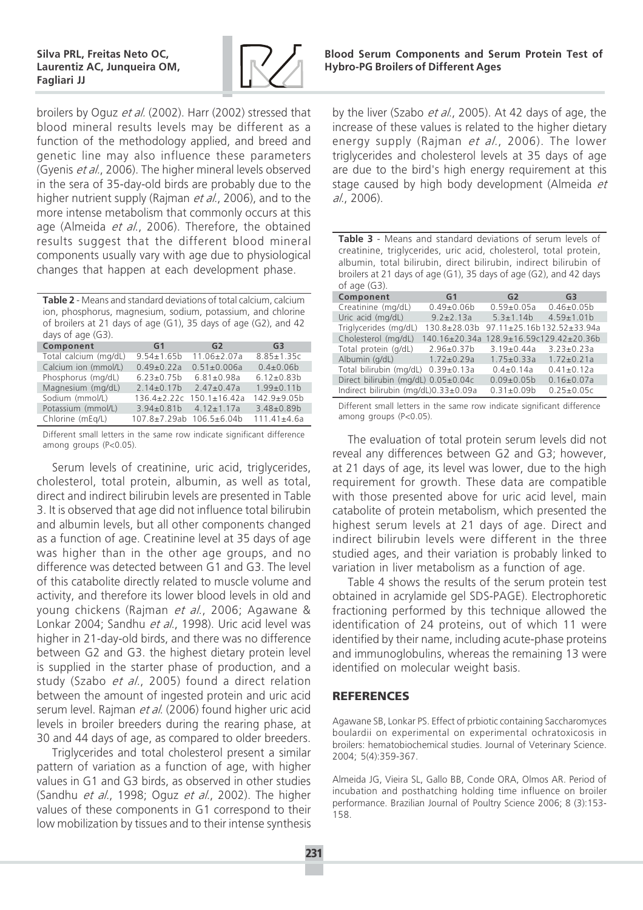broilers by Oguz *et al.* (2002). Harr (2002) stressed that blood mineral results levels may be different as a function of the methodology applied, and breed and genetic line may also influence these parameters (Gyenis *et al.*, 2006). The higher mineral levels observed in the sera of 35-day-old birds are probably due to the higher nutrient supply (Rajman *et al.*, 2006), and to the more intense metabolism that commonly occurs at this age (Almeida *et al.*, 2006). Therefore, the obtained results suggest that the different blood mineral components usually vary with age due to physiological changes that happen at each development phase.

**Table 2** - Means and standard deviations of total calcium, calcium ion, phosphorus, magnesium, sodium, potassium, and chlorine of broilers at 21 days of age (G1), 35 days of age (G2), and 42 days of age (G3).

| Component | G1 | G2 | G3 |
|---|---|---|---|
| Total calcium (mg/dL) | 9.54±1.65b | 11.06±2.07a | 8.85±1.35c |
| Calcium ion (mmol/L) | 0.49±0.22a | 0.51±0.006a | 0.4±0.06b |
| Phosphorus (mg/dL) | 6.23±0.75b | 6.81±0.98a | 6.12±0.83b |
| Magnesium (mg/dL) | 2.14±0.17b | 2.47±0.47a | 1.99±0.11b |
| Sodium (mmol/L) | 136.4±2.22c | 150.1±16.42a | 142.9±9.05b |
| Potassium (mmol/L) | 3.94±0.81b | 4.12±1.17a | 3.48±0.89b |
| Chlorine (mEq/L) | 107.8±7.29ab | 106.5±6.04b | 111.41±4.6a |

Different small letters in the same row indicate significant difference among groups (P<0.05).

Serum levels of creatinine, uric acid, triglycerides, cholesterol, total protein, albumin, as well as total, direct and indirect bilirubin levels are presented in Table 3. It is observed that age did not influence total bilirubin and albumin levels, but all other components changed as a function of age. Creatinine level at 35 days of age was higher than in the other age groups, and no difference was detected between G1 and G3. The level of this catabolite directly related to muscle volume and activity, and therefore its lower blood levels in old and young chickens (Rajman *et al.*, 2006; Agawane & Lonkar 2004; Sandhu *et al.*, 1998). Uric acid level was higher in 21-day-old birds, and there was no difference between G2 and G3. the highest dietary protein level is supplied in the starter phase of production, and a study (Szabo *et al.*, 2005) found a direct relation between the amount of ingested protein and uric acid serum level. Rajman *et al.* (2006) found higher uric acid levels in broiler breeders during the rearing phase, at 30 and 44 days of age, as compared to older breeders.

Triglycerides and total cholesterol present a similar pattern of variation as a function of age, with higher values in G1 and G3 birds, as observed in other studies (Sandhu *et al.*, 1998; Oguz *et al.*, 2002). The higher values of these components in G1 correspond to their low mobilization by tissues and to their intense synthesis by the liver (Szabo *et al.*, 2005). At 42 days of age, the increase of these values is related to the higher dietary energy supply (Rajman *et al.*, 2006). The lower triglycerides and cholesterol levels at 35 days of age are due to the bird's high energy requirement at this stage caused by high body development (Almeida *et al.*, 2006).

**Table 3** - Means and standard deviations of serum levels of creatinine, triglycerides, uric acid, cholesterol, total protein, albumin, total bilirubin, direct bilirubin, indirect bilirubin of broilers at 21 days of age (G1), 35 days of age (G2), and 42 days of age (G3).

| Component | G1 | G2 | G3 |
|---|---|---|---|
| Creatinine (mg/dL) | 0.49±0.06b | 0.59±0.05a | 0.46±0.05b |
| Uric acid (mg/dL) | 9.2±2.13a | 5.3±1.14b | 4.59±1.01b |
| Triglycerides (mg/dL) | 130.8±28.03b | 97.11±25.16b | 132.52±33.94a |
| Cholesterol (mg/dL) | 140.16±20.34a | 128.9±16.59c | 129.42±20.36b |
| Total protein (g/dL) | 2.96±0.37b | 3.19±0.44a | 3.23±0.23a |
| Albumin (g/dL) | 1.72±0.29a | 1.75±0.33a | 1.72±0.21a |
| Total bilirubin (mg/dL) | 0.39±0.13a | 0.4±0.14a | 0.41±0.12a |
| Direct bilirubin (mg/dL) | 0.05±0.04c | 0.09±0.05b | 0.16±0.07a |
| Indirect bilirubin (mg/dL) | 0.33±0.09a | 0.31±0.09b | 0.25±0.05c |

Different small letters in the same row indicate significant difference among groups (P<0.05).

The evaluation of total protein serum levels did not reveal any differences between G2 and G3; however, at 21 days of age, its level was lower, due to the high requirement for growth. These data are compatible with those presented above for uric acid level, main catabolite of protein metabolism, which presented the highest serum levels at 21 days of age. Direct and indirect bilirubin levels were different in the three studied ages, and their variation is probably linked to variation in liver metabolism as a function of age.

Table 4 shows the results of the serum protein test obtained in acrylamide gel SDS-PAGE). Electrophoretic fractioning performed by this technique allowed the identification of 24 proteins, out of which 11 were identified by their name, including acute-phase proteins and immunoglobulins, whereas the remaining 13 were identified on molecular weight basis.

## REFERENCES

Agawane SB, Lonkar PS. Effect of prbiotic containing Saccharomyces boulardii on experimental on experimental ochratoxicosis in broilers: hematobiochemical studies. Journal of Veterinary Science. 2004; 5(4):359-367.

Almeida JG, Vieira SL, Gallo BB, Conde ORA, Olmos AR. Period of incubation and posthatching holding time influence on broiler performance. Brazilian Journal of Poultry Science 2006; 8 (3):153-158.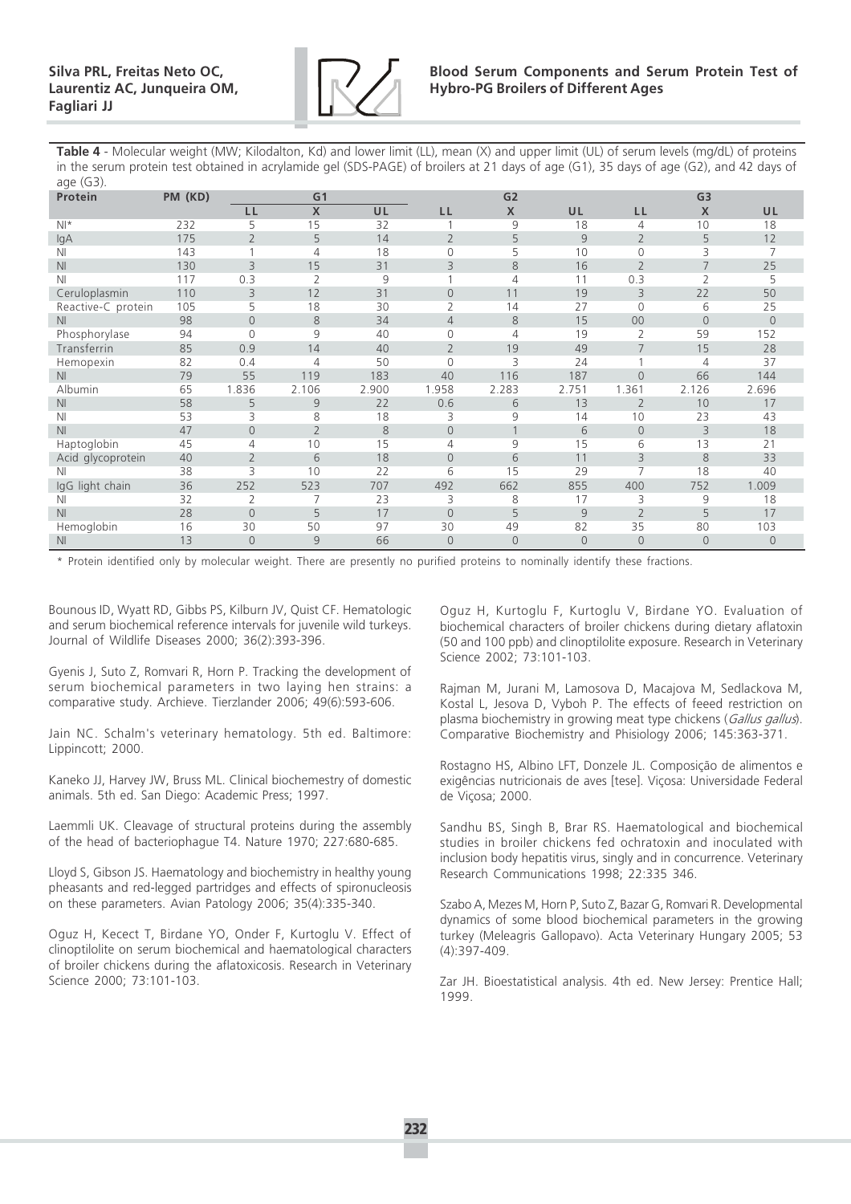**Table 4** - Molecular weight (MW; Kilodalton, Kd) and lower limit (LL), mean (X) and upper limit (UL) of serum levels (mg/dL) of proteins in the serum protein test obtained in acrylamide gel (SDS-PAGE) of broilers at 21 days of age (G1), 35 days of age (G2), and 42 days of age (G3).

| Protein | PM (KD) | G1 | | | G2 | | | G3 | | |
|---|---|---|---|---|---|---|---|---|---|---|
| | | LL | X | UL | LL | X | UL | LL | X | UL |
| NI* | 232 | 5 | 15 | 32 | 1 | 9 | 18 | 4 | 10 | 18 |
| IgA | 175 | 2 | 5 | 14 | 2 | 5 | 9 | 2 | 5 | 12 |
| NI | 143 | 1 | 4 | 18 | 0 | 5 | 10 | 0 | 3 | 7 |
| NI | 130 | 3 | 15 | 31 | 3 | 8 | 16 | 2 | 7 | 25 |
| NI | 117 | 0.3 | 2 | 9 | 1 | 4 | 11 | 0.3 | 2 | 5 |
| Ceruloplasmin | 110 | 3 | 12 | 31 | 0 | 11 | 19 | 3 | 22 | 50 |
| Reactive-C protein | 105 | 5 | 18 | 30 | 2 | 14 | 27 | 0 | 6 | 25 |
| NI | 98 | 0 | 8 | 34 | 4 | 8 | 15 | 00 | 0 | 0 |
| Phosphorylase | 94 | 0 | 9 | 40 | 0 | 4 | 19 | 2 | 59 | 152 |
| Transferrin | 85 | 0.9 | 14 | 40 | 2 | 19 | 49 | 7 | 15 | 28 |
| Hemopexin | 82 | 0.4 | 4 | 50 | 0 | 3 | 24 | 1 | 4 | 37 |
| NI | 79 | 55 | 119 | 183 | 40 | 116 | 187 | 0 | 66 | 144 |
| Albumin | 65 | 1.836 | 2.106 | 2.900 | 1.958 | 2.283 | 2.751 | 1.361 | 2.126 | 2.696 |
| NI | 58 | 5 | 9 | 22 | 0.6 | 6 | 13 | 2 | 10 | 17 |
| NI | 53 | 3 | 8 | 18 | 3 | 9 | 14 | 10 | 23 | 43 |
| NI | 47 | 0 | 2 | 8 | 0 | 1 | 6 | 0 | 3 | 18 |
| Haptoglobin | 45 | 4 | 10 | 15 | 4 | 9 | 15 | 6 | 13 | 21 |
| Acid glycoprotein | 40 | 2 | 6 | 18 | 0 | 6 | 11 | 3 | 8 | 33 |
| NI | 38 | 3 | 10 | 22 | 6 | 15 | 29 | 7 | 18 | 40 |
| IgG light chain | 36 | 252 | 523 | 707 | 492 | 662 | 855 | 400 | 752 | 1.009 |
| NI | 32 | 2 | 7 | 23 | 3 | 8 | 17 | 3 | 9 | 18 |
| NI | 28 | 0 | 5 | 17 | 0 | 5 | 9 | 2 | 5 | 17 |
| Hemoglobin | 16 | 30 | 50 | 97 | 30 | 49 | 82 | 35 | 80 | 103 |
| NI | 13 | 0 | 9 | 66 | 0 | 0 | 0 | 0 | 0 | 0 |

\* Protein identified only by molecular weight. There are presently no purified proteins to nominally identify these fractions.

Bounous ID, Wyatt RD, Gibbs PS, Kilburn JV, Quist CF. Hematologic and serum biochemical reference intervals for juvenile wild turkeys. Journal of Wildlife Diseases 2000; 36(2):393-396.

Gyenis J, Suto Z, Romvari R, Horn P. Tracking the development of serum biochemical parameters in two laying hen strains: a comparative study. Archieve. Tierzlander 2006; 49(6):593-606.

Jain NC. Schalm's veterinary hematology. 5th ed. Baltimore: Lippincott; 2000.

Kaneko JJ, Harvey JW, Bruss ML. Clinical biochemestry of domestic animals. 5th ed. San Diego: Academic Press; 1997.

Laemmli UK. Cleavage of structural proteins during the assembly of the head of bacteriophague T4. Nature 1970; 227:680-685.

Lloyd S, Gibson JS. Haematology and biochemistry in healthy young pheasants and red-legged partridges and effects of spironucleosis on these parameters. Avian Patology 2006; 35(4):335-340.

Oguz H, Kecect T, Birdane YO, Onder F, Kurtoglu V. Effect of clinoptilolite on serum biochemical and haematological characters of broiler chickens during the aflatoxicosis. Research in Veterinary Science 2000; 73:101-103.

Oguz H, Kurtoglu F, Kurtoglu V, Birdane YO. Evaluation of biochemical characters of broiler chickens during dietary aflatoxin (50 and 100 ppb) and clinoptilolite exposure. Research in Veterinary Science 2002; 73:101-103.

Rajman M, Jurani M, Lamosova D, Macajova M, Sedlackova M, Kostal L, Jesova D, Vyboh P. The effects of feeed restriction on plasma biochemistry in growing meat type chickens (*Gallus gallus*). Comparative Biochemistry and Phisiology 2006; 145:363-371.

Rostagno HS, Albino LFT, Donzele JL. Composição de alimentos e exigências nutricionais de aves [tese]. Viçosa: Universidade Federal de Viçosa; 2000.

Sandhu BS, Singh B, Brar RS. Haematological and biochemical studies in broiler chickens fed ochratoxin and inoculated with inclusion body hepatitis virus, singly and in concurrence. Veterinary Research Communications 1998; 22:335 346.

Szabo A, Mezes M, Horn P, Suto Z, Bazar G, Romvari R. Developmental dynamics of some blood biochemical parameters in the growing turkey (Meleagris Gallopavo). Acta Veterinary Hungary 2005; 53 (4):397-409.

Zar JH. Bioestatistical analysis. 4th ed. New Jersey: Prentice Hall; 1999.